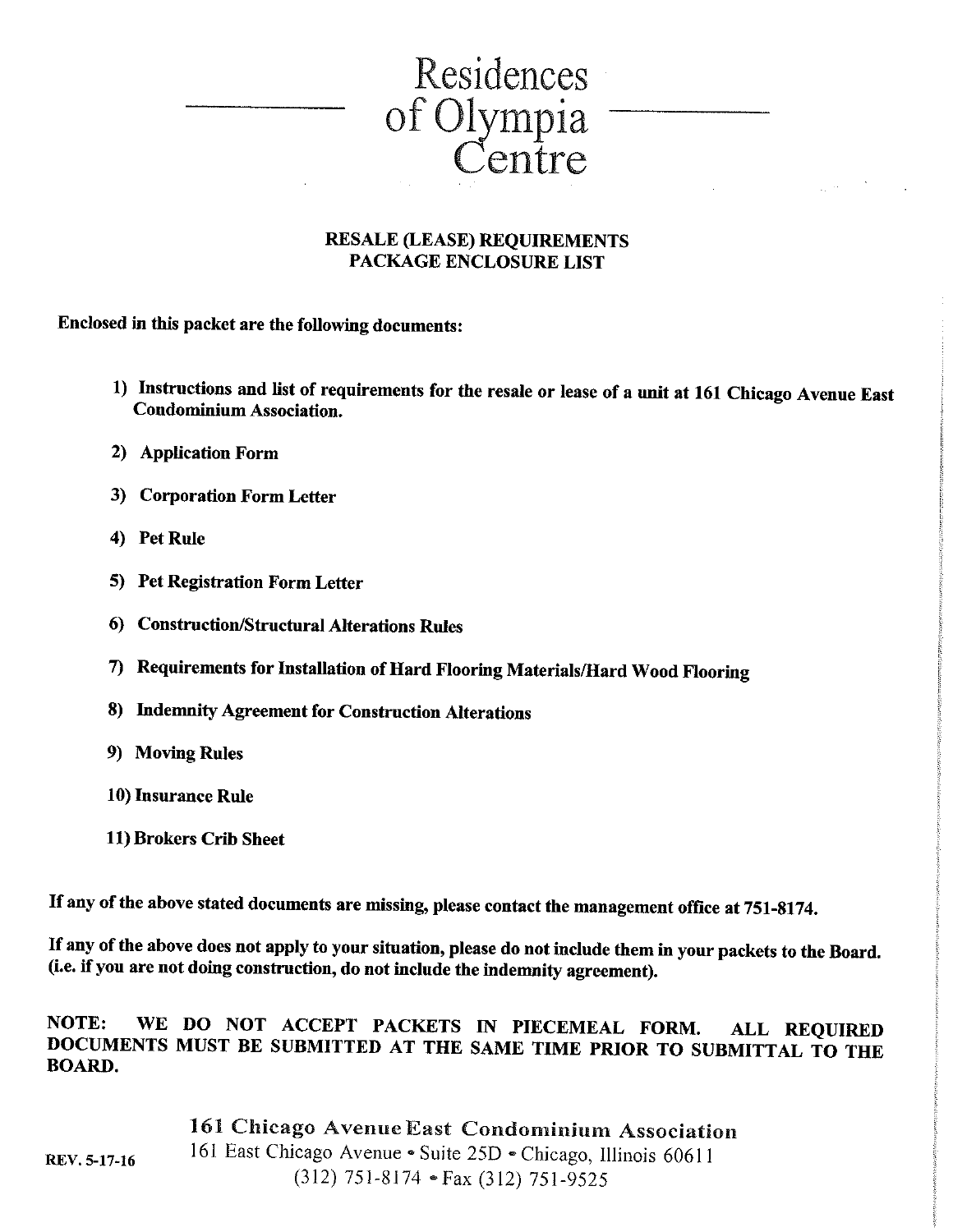# Residences of Olympia Centre

## RESALE (LEASE) REQUIREMENTS
## PACKAGE ENCLOSURE LIST

**Enclosed in this packet are the following documents:**

1) **Instructions and list of requirements for the resale or lease of a unit at 161 Chicago Avenue East Condominium Association.**
2) **Application Form**
3) **Corporation Form Letter**
4) **Pet Rule**
5) **Pet Registration Form Letter**
6) **Construction/Structural Alterations Rules**
7) **Requirements for Installation of Hard Flooring Materials/Hard Wood Flooring**
8) **Indemnity Agreement for Construction Alterations**
9) **Moving Rules**
10) **Insurance Rule**
11) **Brokers Crib Sheet**

**If any of the above stated documents are missing, please contact the management office at 751-8174.**

**If any of the above does not apply to your situation, please do not include them in your packets to the Board. (i.e. if you are not doing construction, do not include the indemnity agreement).**

**NOTE: WE DO NOT ACCEPT PACKETS IN PIECEMEAL FORM. ALL REQUIRED DOCUMENTS MUST BE SUBMITTED AT THE SAME TIME PRIOR TO SUBMITTAL TO THE BOARD.**

**161 Chicago Avenue East Condominium Association**
161 East Chicago Avenue • Suite 25D • Chicago, Illinois 60611
(312) 751-8174 • Fax (312) 751-9525

REV. 5-17-16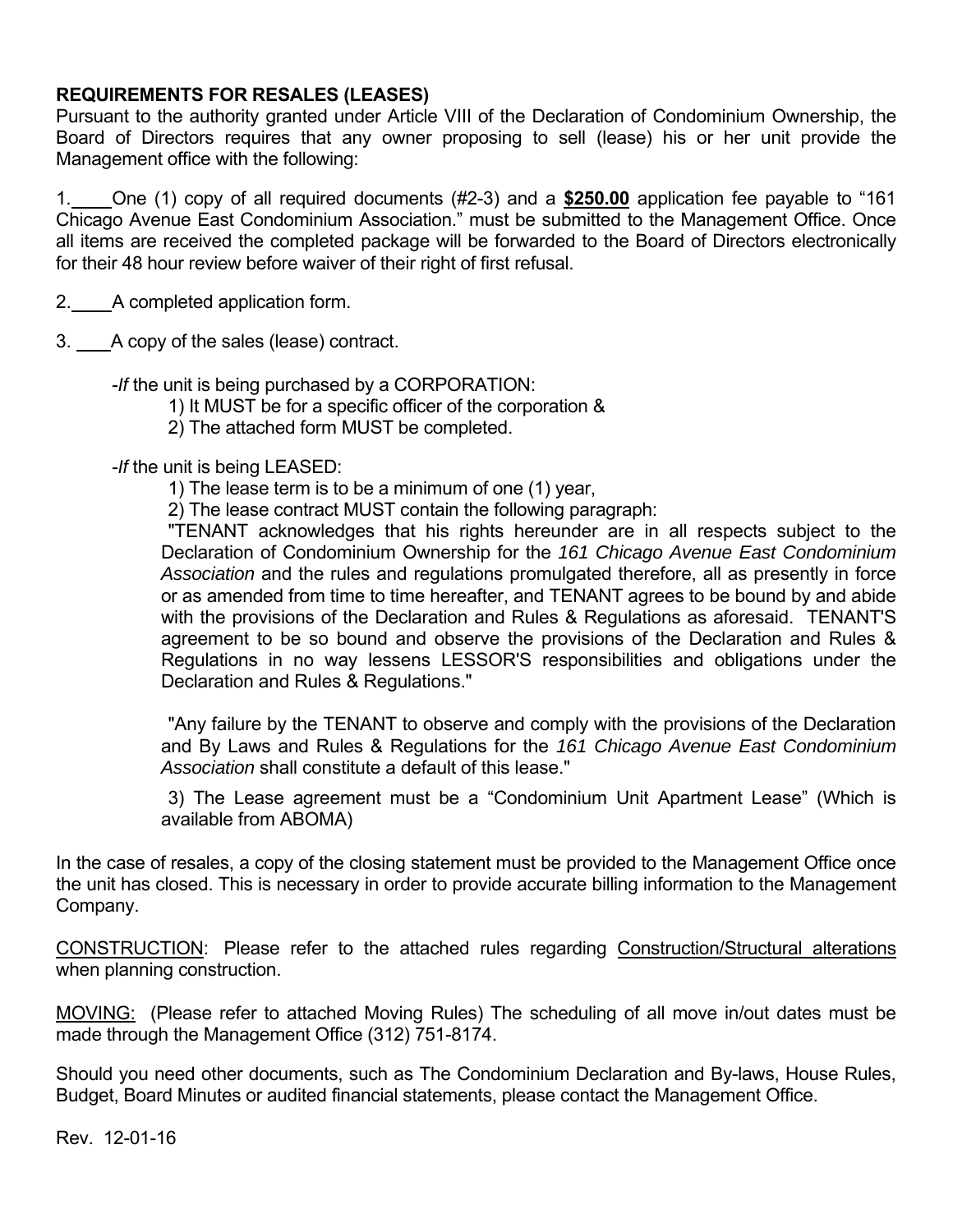**REQUIREMENTS FOR RESALES (LEASES)**

Pursuant to the authority granted under Article VIII of the Declaration of Condominium Ownership, the Board of Directors requires that any owner proposing to sell (lease) his or her unit provide the Management office with the following:

1. ____ One (1) copy of all required documents (#2-3) and a **$250.00** application fee payable to "161 Chicago Avenue East Condominium Association." must be submitted to the Management Office. Once all items are received the completed package will be forwarded to the Board of Directors electronically for their 48 hour review before waiver of their right of first refusal.

2. ____ A completed application form.

3. ____ A copy of the sales (lease) contract.

-*If* the unit is being purchased by a CORPORATION:

1) It MUST be for a specific officer of the corporation &
2) The attached form MUST be completed.

-*If* the unit is being LEASED:

1) The lease term is to be a minimum of one (1) year,
2) The lease contract MUST contain the following paragraph:

"TENANT acknowledges that his rights hereunder are in all respects subject to the Declaration of Condominium Ownership for the *161 Chicago Avenue East Condominium Association* and the rules and regulations promulgated therefore, all as presently in force or as amended from time to time hereafter, and TENANT agrees to be bound by and abide with the provisions of the Declaration and Rules & Regulations as aforesaid. TENANT'S agreement to be so bound and observe the provisions of the Declaration and Rules & Regulations in no way lessens LESSOR'S responsibilities and obligations under the Declaration and Rules & Regulations."

"Any failure by the TENANT to observe and comply with the provisions of the Declaration and By Laws and Rules & Regulations for the *161 Chicago Avenue East Condominium Association* shall constitute a default of this lease."

3) The Lease agreement must be a "Condominium Unit Apartment Lease" (Which is available from ABOMA)

In the case of resales, a copy of the closing statement must be provided to the Management Office once the unit has closed. This is necessary in order to provide accurate billing information to the Management Company.

CONSTRUCTION: Please refer to the attached rules regarding Construction/Structural alterations when planning construction.

MOVING: (Please refer to attached Moving Rules) The scheduling of all move in/out dates must be made through the Management Office (312) 751-8174.

Should you need other documents, such as The Condominium Declaration and By-laws, House Rules, Budget, Board Minutes or audited financial statements, please contact the Management Office.

Rev. 12-01-16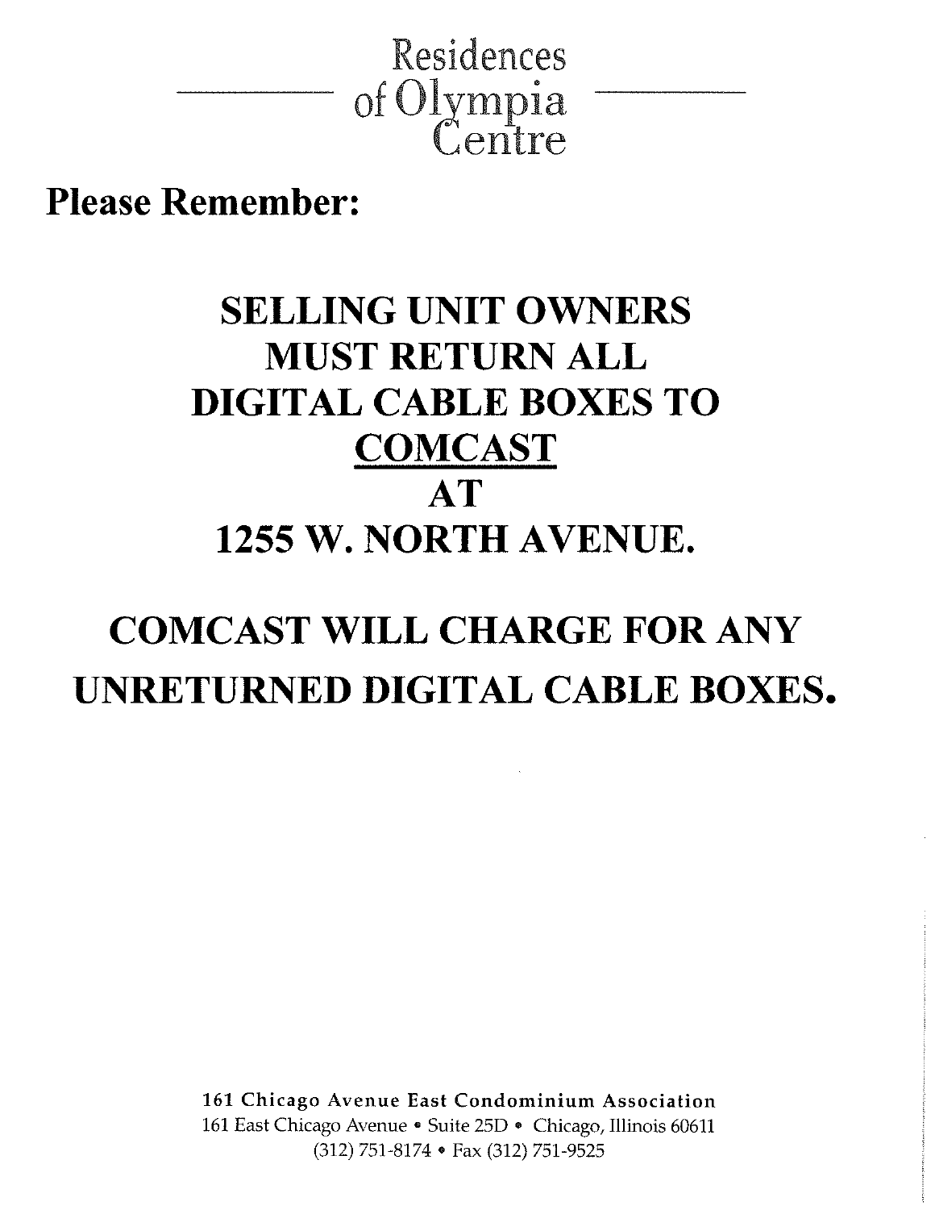Residences of Olympia Centre

**Please Remember:**

# SELLING UNIT OWNERS MUST RETURN ALL DIGITAL CABLE BOXES TO <u>COMCAST</u> AT 1255 W. NORTH AVENUE.

# COMCAST WILL CHARGE FOR ANY UNRETURNED DIGITAL CABLE BOXES.

**161 Chicago Avenue East Condominium Association**
161 East Chicago Avenue • Suite 25D • Chicago, Illinois 60611
(312) 751-8174 • Fax (312) 751-9525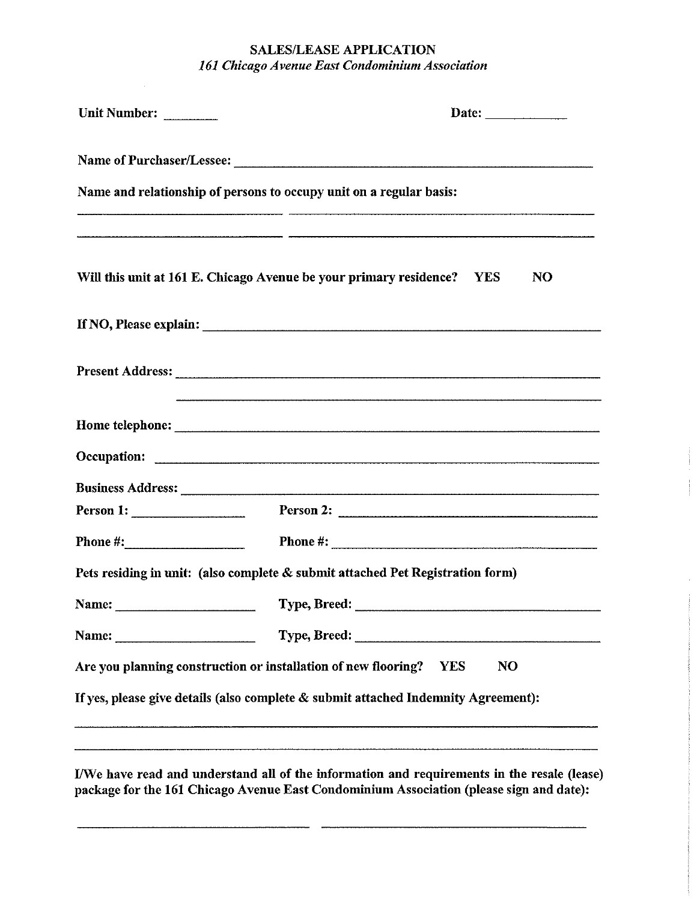# SALES/LEASE APPLICATION

*161 Chicago Avenue East Condominium Association*

**Unit Number:** ________ **Date:** ____________

**Name of Purchaser/Lessee:** ____________________________________________

**Name and relationship of persons to occupy unit on a regular basis:**

____________________ ____________________________

____________________ ____________________________

**Will this unit at 161 E. Chicago Avenue be your primary residence? YES NO**

**If NO, Please explain:** ____________________________________________

**Present Address:** ____________________________________________

____________________________________________

**Home telephone:** ____________________________________________

**Occupation:** ____________________________________________

**Business Address:** ____________________________________________

**Person 1:** ______________ **Person 2:** ______________________________

**Phone #:** ______________ **Phone #:** ______________________________

**Pets residing in unit: (also complete & submit attached Pet Registration form)**

**Name:** ______________ **Type, Breed:** ______________________________

**Name:** ______________ **Type, Breed:** ______________________________

**Are you planning construction or installation of new flooring? YES NO**

**If yes, please give details (also complete & submit attached Indemnity Agreement):**

____________________________________________

____________________________________________

**I/We have read and understand all of the information and requirements in the resale (lease) package for the 161 Chicago Avenue East Condominium Association (please sign and date):**

______________________________ ______________________________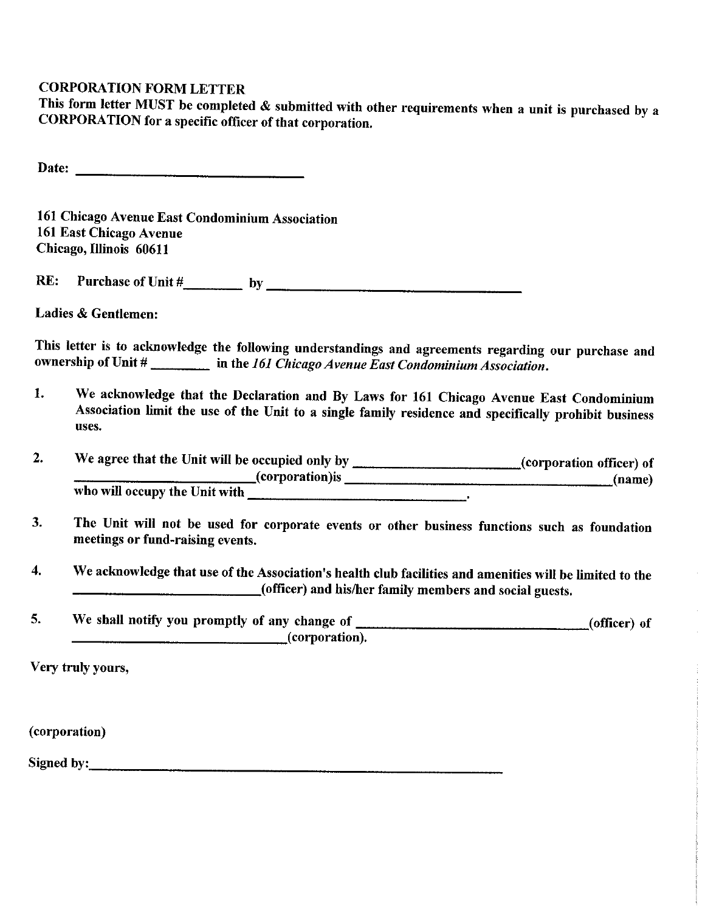**CORPORATION FORM LETTER**

**This form letter MUST be completed & submitted with other requirements when a unit is purchased by a CORPORATION for a specific officer of that corporation.**

**Date:** ______________________________

**161 Chicago Avenue East Condominium Association**
**161 East Chicago Avenue**
**Chicago, Illinois 60611**

**RE: Purchase of Unit #________ by ______________________________**

**Ladies & Gentlemen:**

**This letter is to acknowledge the following understandings and agreements regarding our purchase and ownership of Unit # ________ in the *161 Chicago Avenue East Condominium Association*.**

1. **We acknowledge that the Declaration and By Laws for 161 Chicago Avenue East Condominium Association limit the use of the Unit to a single family residence and specifically prohibit business uses.**

2. **We agree that the Unit will be occupied only by ______________________(corporation officer) of ______________________(corporation)is ____________________________________(name) who will occupy the Unit with ______________________________.**

3. **The Unit will not be used for corporate events or other business functions such as foundation meetings or fund-raising events.**

4. **We acknowledge that use of the Association's health club facilities and amenities will be limited to the ______________________(officer) and his/her family members and social guests.**

5. **We shall notify you promptly of any change of ______________________________(officer) of ______________________________(corporation).**

**Very truly yours,**

**(corporation)**

**Signed by:** ____________________________________________________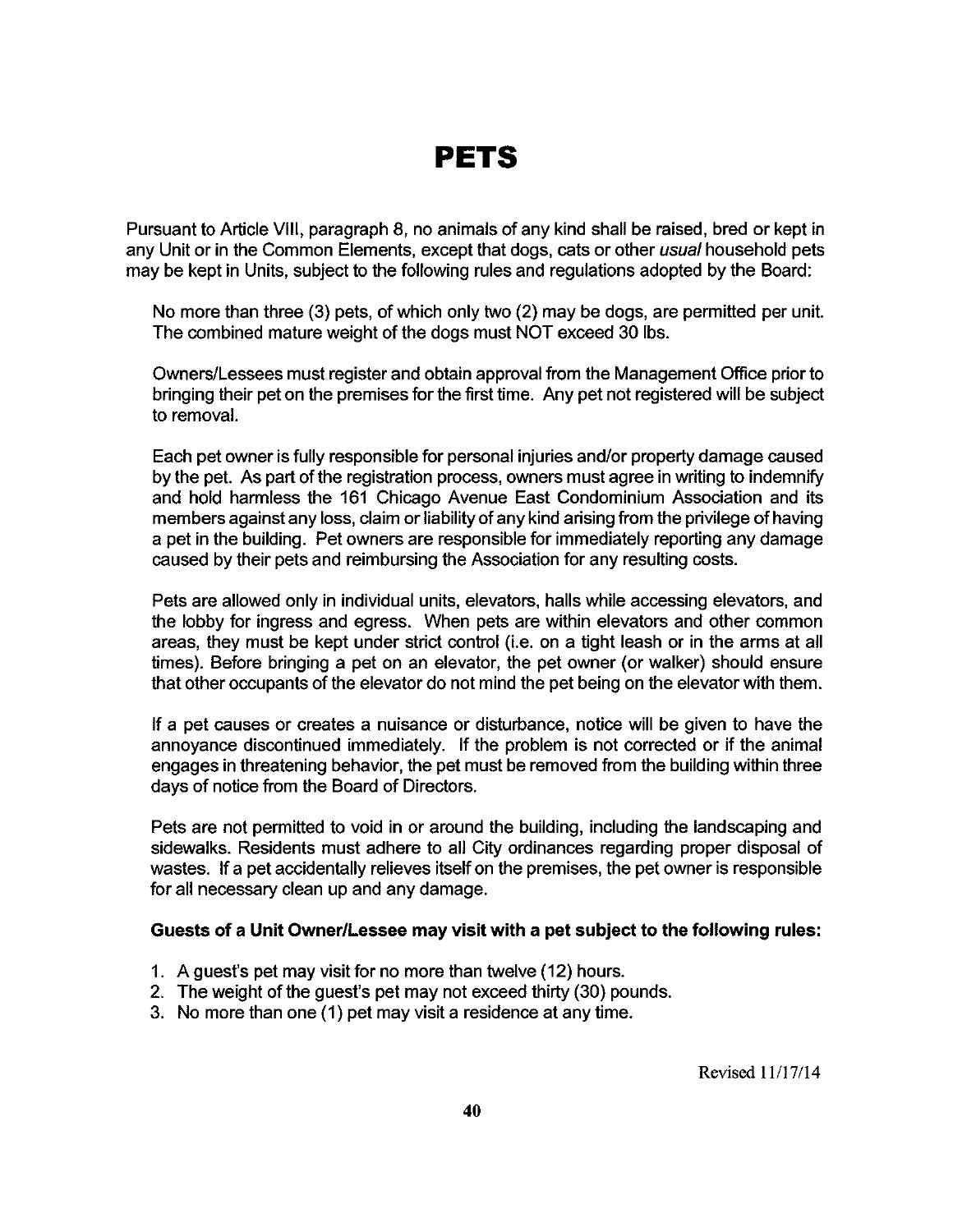# PETS

Pursuant to Article VIII, paragraph 8, no animals of any kind shall be raised, bred or kept in any Unit or in the Common Elements, except that dogs, cats or other *usual* household pets may be kept in Units, subject to the following rules and regulations adopted by the Board:

No more than three (3) pets, of which only two (2) may be dogs, are permitted per unit. The combined mature weight of the dogs must NOT exceed 30 lbs.

Owners/Lessees must register and obtain approval from the Management Office prior to bringing their pet on the premises for the first time. Any pet not registered will be subject to removal.

Each pet owner is fully responsible for personal injuries and/or property damage caused by the pet. As part of the registration process, owners must agree in writing to indemnify and hold harmless the 161 Chicago Avenue East Condominium Association and its members against any loss, claim or liability of any kind arising from the privilege of having a pet in the building. Pet owners are responsible for immediately reporting any damage caused by their pets and reimbursing the Association for any resulting costs.

Pets are allowed only in individual units, elevators, halls while accessing elevators, and the lobby for ingress and egress. When pets are within elevators and other common areas, they must be kept under strict control (i.e. on a tight leash or in the arms at all times). Before bringing a pet on an elevator, the pet owner (or walker) should ensure that other occupants of the elevator do not mind the pet being on the elevator with them.

If a pet causes or creates a nuisance or disturbance, notice will be given to have the annoyance discontinued immediately. If the problem is not corrected or if the animal engages in threatening behavior, the pet must be removed from the building within three days of notice from the Board of Directors.

Pets are not permitted to void in or around the building, including the landscaping and sidewalks. Residents must adhere to all City ordinances regarding proper disposal of wastes. If a pet accidentally relieves itself on the premises, the pet owner is responsible for all necessary clean up and any damage.

**Guests of a Unit Owner/Lessee may visit with a pet subject to the following rules:**

1. A guest's pet may visit for no more than twelve (12) hours.
2. The weight of the guest's pet may not exceed thirty (30) pounds.
3. No more than one (1) pet may visit a residence at any time.

Revised 11/17/14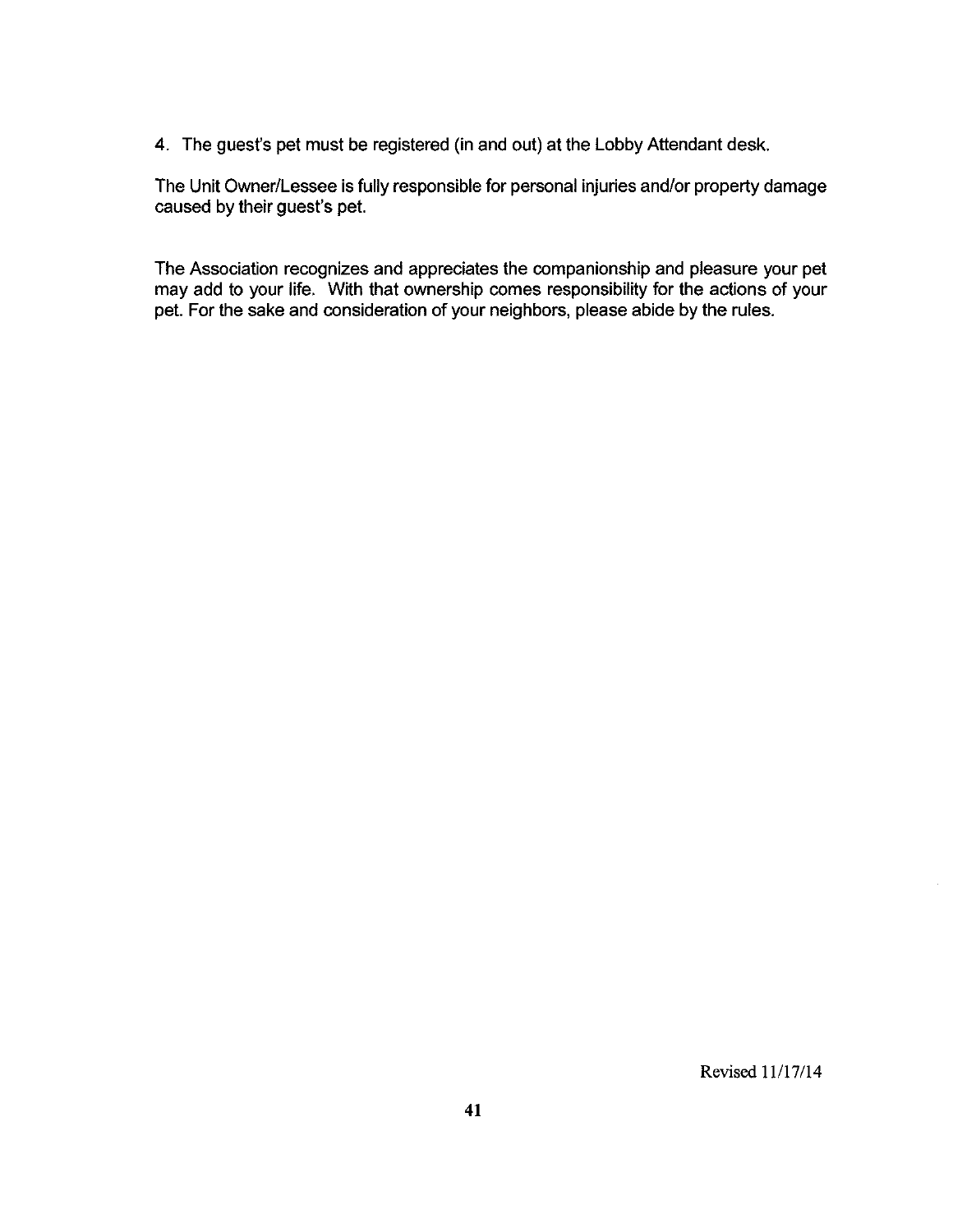4. The guest's pet must be registered (in and out) at the Lobby Attendant desk.

The Unit Owner/Lessee is fully responsible for personal injuries and/or property damage caused by their guest's pet.

The Association recognizes and appreciates the companionship and pleasure your pet may add to your life. With that ownership comes responsibility for the actions of your pet. For the sake and consideration of your neighbors, please abide by the rules.

Revised 11/17/14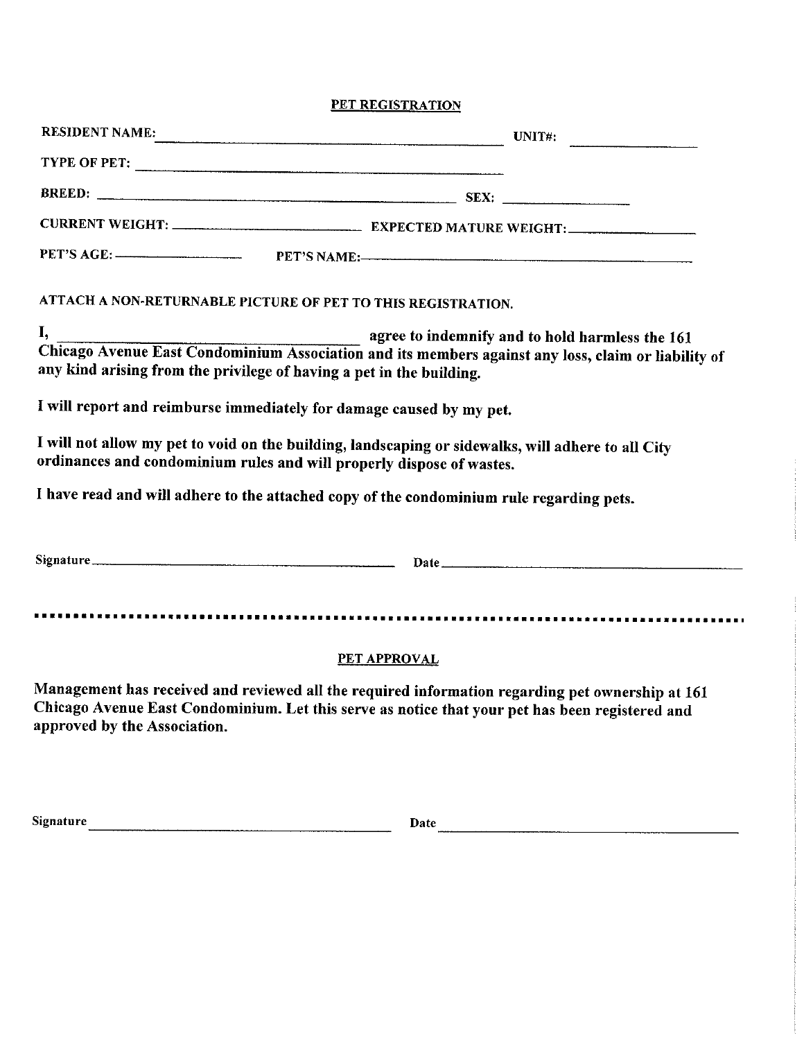## PET REGISTRATION

RESIDENT NAME: ______________________________ UNIT#: ____________

TYPE OF PET: ______________________________

BREED: ______________________________ SEX: ____________

CURRENT WEIGHT: ____________ EXPECTED MATURE WEIGHT: ____________

PET'S AGE: ____________ PET'S NAME: ______________________________

ATTACH A NON-RETURNABLE PICTURE OF PET TO THIS REGISTRATION.

**I, ______________________________ agree to indemnify and to hold harmless the 161 Chicago Avenue East Condominium Association and its members against any loss, claim or liability of any kind arising from the privilege of having a pet in the building.**

**I will report and reimburse immediately for damage caused by my pet.**

**I will not allow my pet to void on the building, landscaping or sidewalks, will adhere to all City ordinances and condominium rules and will properly dispose of wastes.**

**I have read and will adhere to the attached copy of the condominium rule regarding pets.**

Signature ______________________________ Date ______________________________

---

## PET APPROVAL

**Management has received and reviewed all the required information regarding pet ownership at 161 Chicago Avenue East Condominium. Let this serve as notice that your pet has been registered and approved by the Association.**

Signature ______________________________ Date ______________________________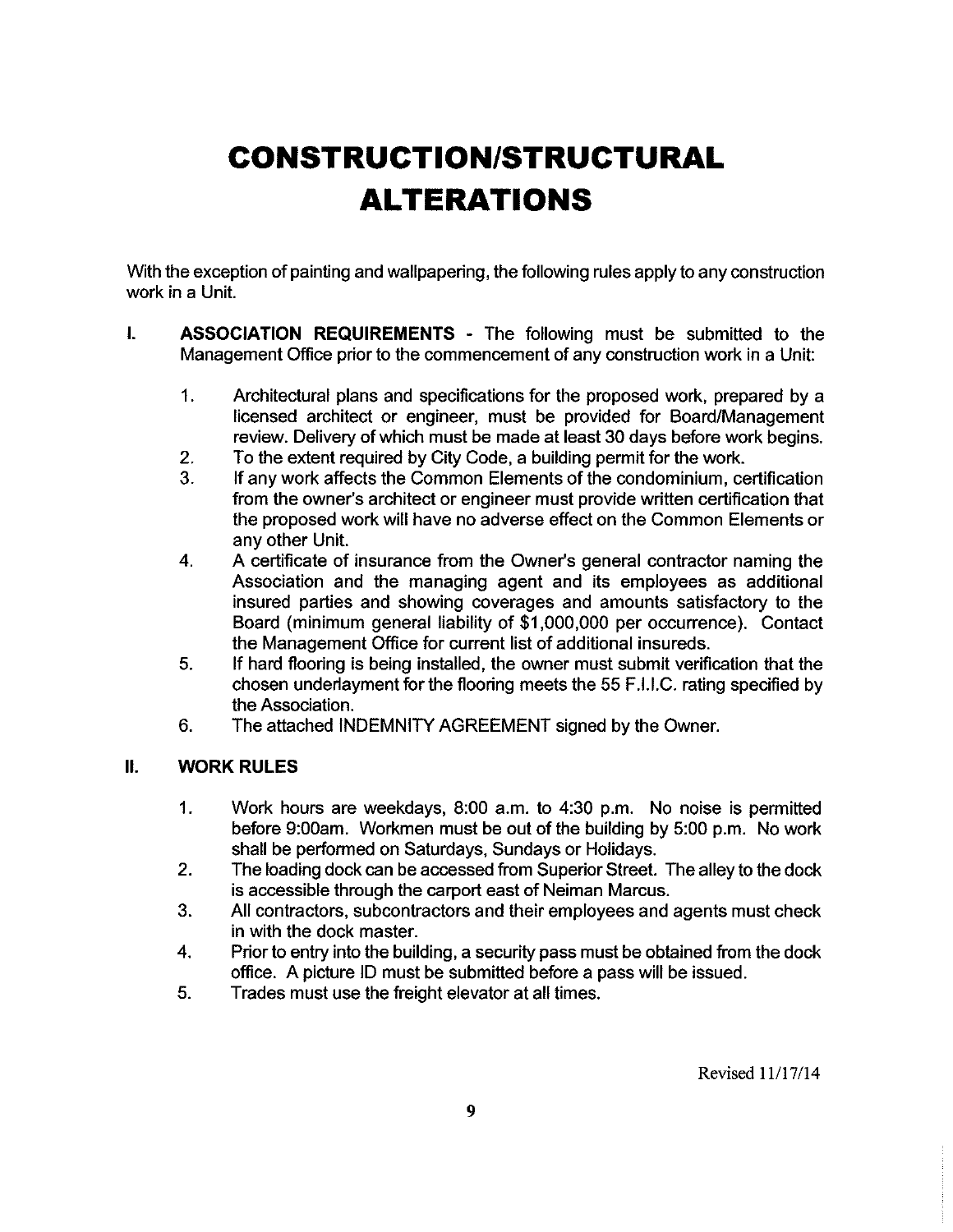# CONSTRUCTION/STRUCTURAL ALTERATIONS

With the exception of painting and wallpapering, the following rules apply to any construction work in a Unit.

**I. ASSOCIATION REQUIREMENTS** - The following must be submitted to the Management Office prior to the commencement of any construction work in a Unit:

1. Architectural plans and specifications for the proposed work, prepared by a licensed architect or engineer, must be provided for Board/Management review. Delivery of which must be made at least 30 days before work begins.
2. To the extent required by City Code, a building permit for the work.
3. If any work affects the Common Elements of the condominium, certification from the owner's architect or engineer must provide written certification that the proposed work will have no adverse effect on the Common Elements or any other Unit.
4. A certificate of insurance from the Owner's general contractor naming the Association and the managing agent and its employees as additional insured parties and showing coverages and amounts satisfactory to the Board (minimum general liability of $1,000,000 per occurrence). Contact the Management Office for current list of additional insureds.
5. If hard flooring is being installed, the owner must submit verification that the chosen underlayment for the flooring meets the 55 F.I.I.C. rating specified by the Association.
6. The attached INDEMNITY AGREEMENT signed by the Owner.

**II. WORK RULES**

1. Work hours are weekdays, 8:00 a.m. to 4:30 p.m. No noise is permitted before 9:00am. Workmen must be out of the building by 5:00 p.m. No work shall be performed on Saturdays, Sundays or Holidays.
2. The loading dock can be accessed from Superior Street. The alley to the dock is accessible through the carport east of Neiman Marcus.
3. All contractors, subcontractors and their employees and agents must check in with the dock master.
4. Prior to entry into the building, a security pass must be obtained from the dock office. A picture ID must be submitted before a pass will be issued.
5. Trades must use the freight elevator at all times.

Revised 11/17/14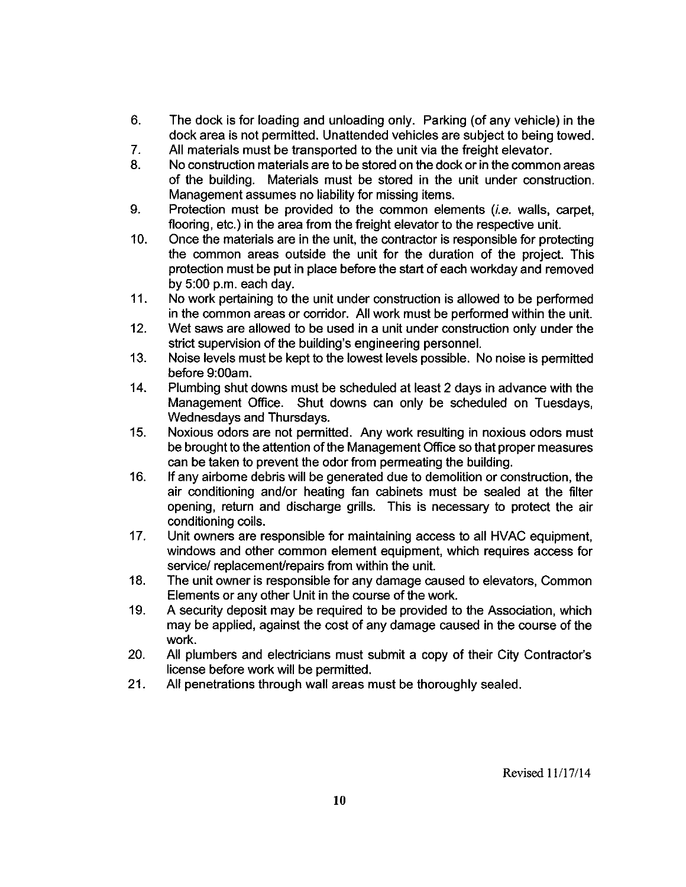6. The dock is for loading and unloading only. Parking (of any vehicle) in the dock area is not permitted. Unattended vehicles are subject to being towed.
7. All materials must be transported to the unit via the freight elevator.
8. No construction materials are to be stored on the dock or in the common areas of the building. Materials must be stored in the unit under construction. Management assumes no liability for missing items.
9. Protection must be provided to the common elements (*i.e.* walls, carpet, flooring, etc.) in the area from the freight elevator to the respective unit.
10. Once the materials are in the unit, the contractor is responsible for protecting the common areas outside the unit for the duration of the project. This protection must be put in place before the start of each workday and removed by 5:00 p.m. each day.
11. No work pertaining to the unit under construction is allowed to be performed in the common areas or corridor. All work must be performed within the unit.
12. Wet saws are allowed to be used in a unit under construction only under the strict supervision of the building's engineering personnel.
13. Noise levels must be kept to the lowest levels possible. No noise is permitted before 9:00am.
14. Plumbing shut downs must be scheduled at least 2 days in advance with the Management Office. Shut downs can only be scheduled on Tuesdays, Wednesdays and Thursdays.
15. Noxious odors are not permitted. Any work resulting in noxious odors must be brought to the attention of the Management Office so that proper measures can be taken to prevent the odor from permeating the building.
16. If any airborne debris will be generated due to demolition or construction, the air conditioning and/or heating fan cabinets must be sealed at the filter opening, return and discharge grills. This is necessary to protect the air conditioning coils.
17. Unit owners are responsible for maintaining access to all HVAC equipment, windows and other common element equipment, which requires access for service/ replacement/repairs from within the unit.
18. The unit owner is responsible for any damage caused to elevators, Common Elements or any other Unit in the course of the work.
19. A security deposit may be required to be provided to the Association, which may be applied, against the cost of any damage caused in the course of the work.
20. All plumbers and electricians must submit a copy of their City Contractor's license before work will be permitted.
21. All penetrations through wall areas must be thoroughly sealed.

Revised 11/17/14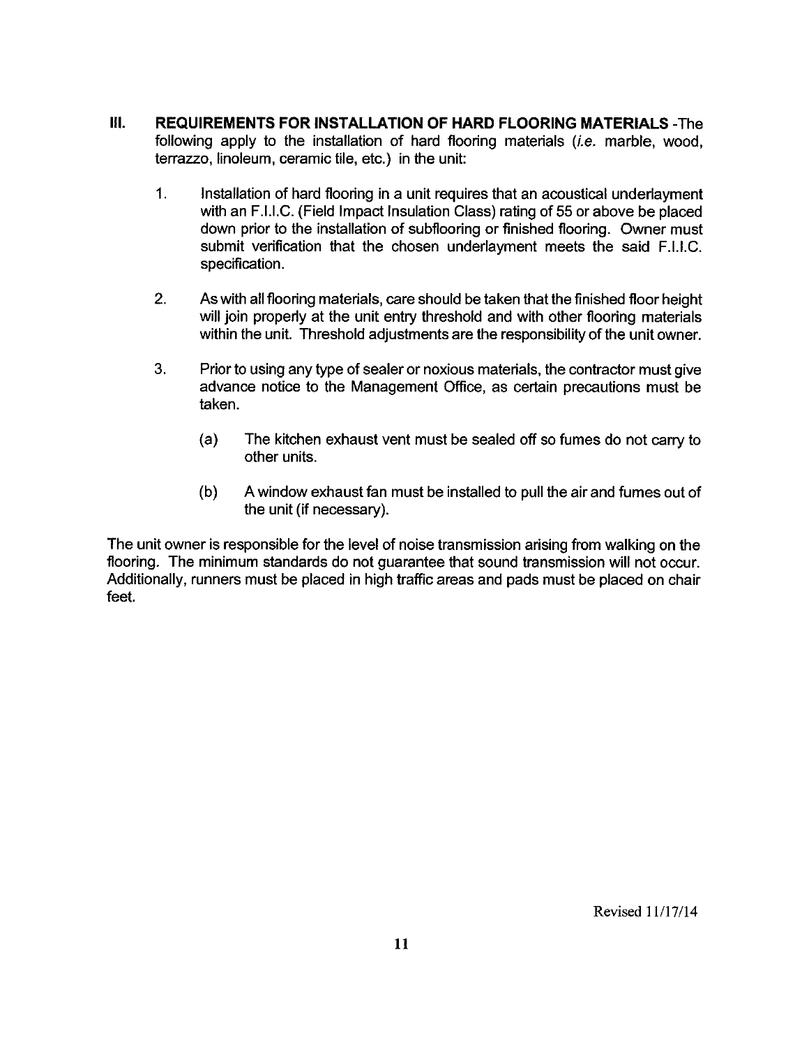## III. REQUIREMENTS FOR INSTALLATION OF HARD FLOORING MATERIALS

-The following apply to the installation of hard flooring materials (*i.e.* marble, wood, terrazzo, linoleum, ceramic tile, etc.) in the unit:

1. Installation of hard flooring in a unit requires that an acoustical underlayment with an F.I.I.C. (Field Impact Insulation Class) rating of 55 or above be placed down prior to the installation of subflooring or finished flooring. Owner must submit verification that the chosen underlayment meets the said F.I.I.C. specification.

2. As with all flooring materials, care should be taken that the finished floor height will join properly at the unit entry threshold and with other flooring materials within the unit. Threshold adjustments are the responsibility of the unit owner.

3. Prior to using any type of sealer or noxious materials, the contractor must give advance notice to the Management Office, as certain precautions must be taken.

   (a) The kitchen exhaust vent must be sealed off so fumes do not carry to other units.

   (b) A window exhaust fan must be installed to pull the air and fumes out of the unit (if necessary).

The unit owner is responsible for the level of noise transmission arising from walking on the flooring. The minimum standards do not guarantee that sound transmission will not occur. Additionally, runners must be placed in high traffic areas and pads must be placed on chair feet.

Revised 11/17/14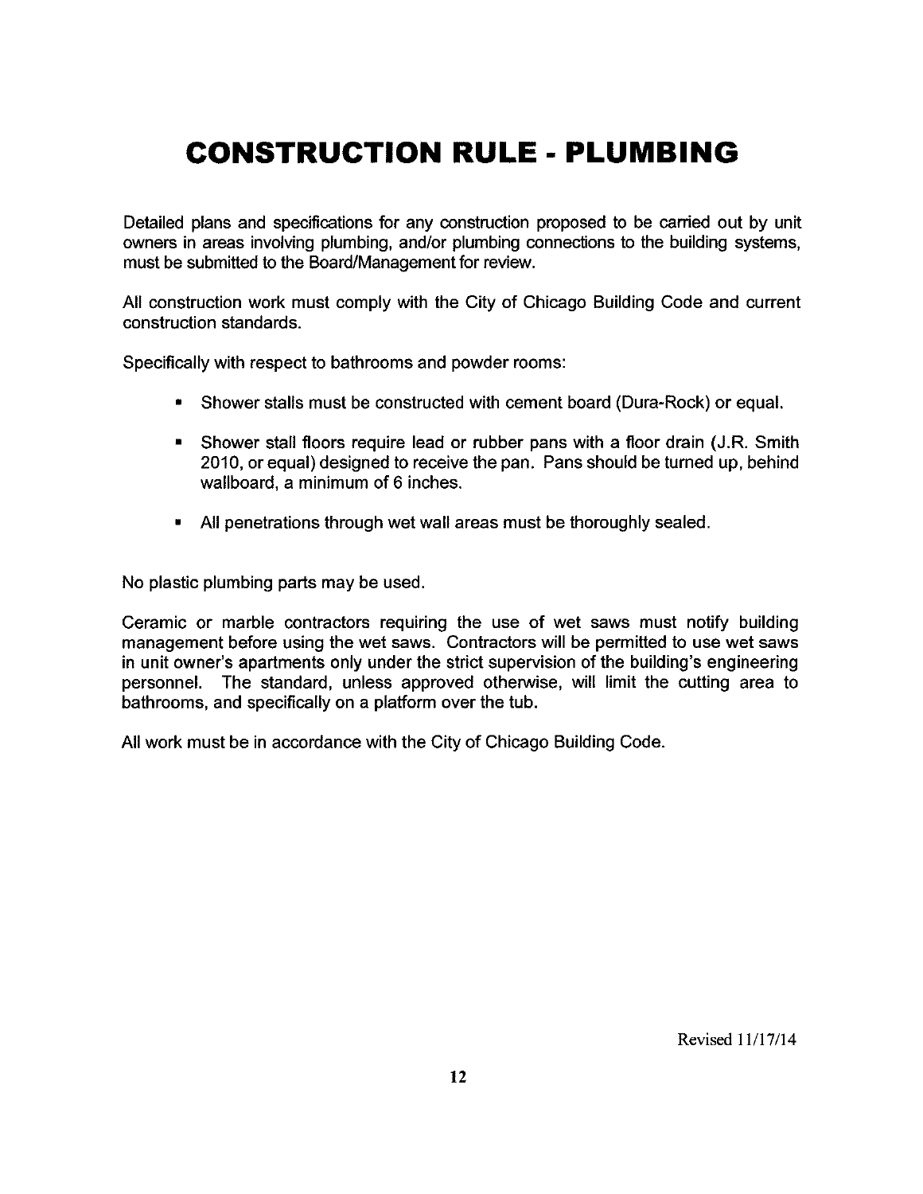# CONSTRUCTION RULE - PLUMBING

Detailed plans and specifications for any construction proposed to be carried out by unit owners in areas involving plumbing, and/or plumbing connections to the building systems, must be submitted to the Board/Management for review.

All construction work must comply with the City of Chicago Building Code and current construction standards.

Specifically with respect to bathrooms and powder rooms:

- Shower stalls must be constructed with cement board (Dura-Rock) or equal.
- Shower stall floors require lead or rubber pans with a floor drain (J.R. Smith 2010, or equal) designed to receive the pan. Pans should be turned up, behind wallboard, a minimum of 6 inches.
- All penetrations through wet wall areas must be thoroughly sealed.

No plastic plumbing parts may be used.

Ceramic or marble contractors requiring the use of wet saws must notify building management before using the wet saws. Contractors will be permitted to use wet saws in unit owner's apartments only under the strict supervision of the building's engineering personnel. The standard, unless approved otherwise, will limit the cutting area to bathrooms, and specifically on a platform over the tub.

All work must be in accordance with the City of Chicago Building Code.

Revised 11/17/14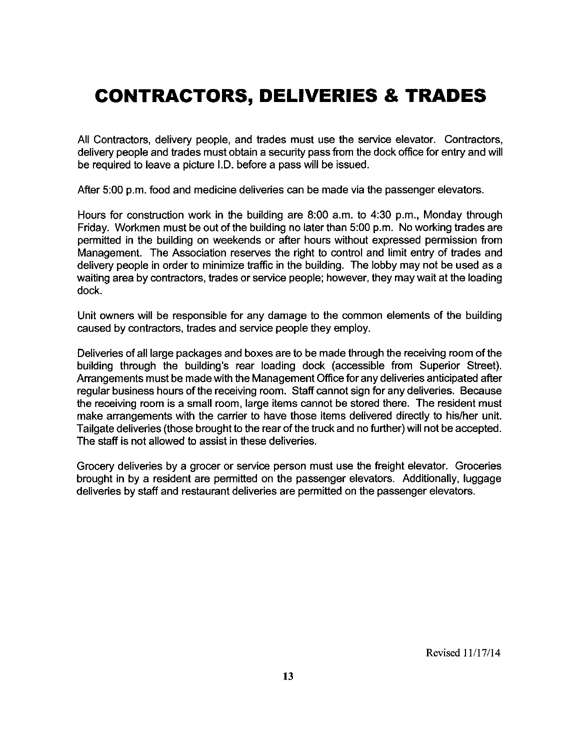# CONTRACTORS, DELIVERIES & TRADES

All Contractors, delivery people, and trades must use the service elevator. Contractors, delivery people and trades must obtain a security pass from the dock office for entry and will be required to leave a picture I.D. before a pass will be issued.

After 5:00 p.m. food and medicine deliveries can be made via the passenger elevators.

Hours for construction work in the building are 8:00 a.m. to 4:30 p.m., Monday through Friday. Workmen must be out of the building no later than 5:00 p.m. No working trades are permitted in the building on weekends or after hours without expressed permission from Management. The Association reserves the right to control and limit entry of trades and delivery people in order to minimize traffic in the building. The lobby may not be used as a waiting area by contractors, trades or service people; however, they may wait at the loading dock.

Unit owners will be responsible for any damage to the common elements of the building caused by contractors, trades and service people they employ.

Deliveries of all large packages and boxes are to be made through the receiving room of the building through the building's rear loading dock (accessible from Superior Street). Arrangements must be made with the Management Office for any deliveries anticipated after regular business hours of the receiving room. Staff cannot sign for any deliveries. Because the receiving room is a small room, large items cannot be stored there. The resident must make arrangements with the carrier to have those items delivered directly to his/her unit. Tailgate deliveries (those brought to the rear of the truck and no further) will not be accepted. The staff is not allowed to assist in these deliveries.

Grocery deliveries by a grocer or service person must use the freight elevator. Groceries brought in by a resident are permitted on the passenger elevators. Additionally, luggage deliveries by staff and restaurant deliveries are permitted on the passenger elevators.

Revised 11/17/14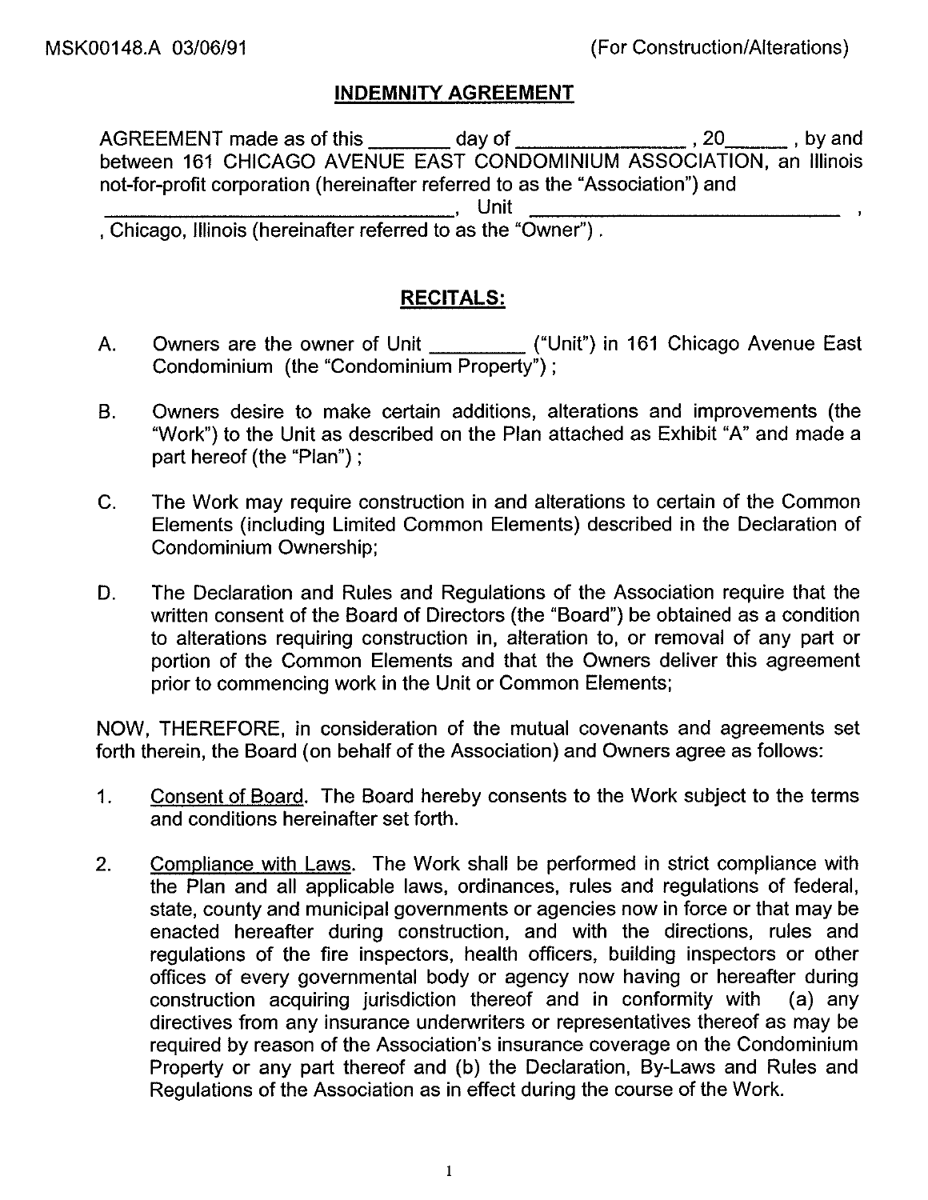MSK00148.A 03/06/91 (For Construction/Alterations)

## INDEMNITY AGREEMENT

AGREEMENT made as of this _______ day of _______________ , 20______ , by and between 161 CHICAGO AVENUE EAST CONDOMINIUM ASSOCIATION, an Illinois not-for-profit corporation (hereinafter referred to as the "Association") and _________________________________, Unit _____________________________ , , Chicago, Illinois (hereinafter referred to as the "Owner") .

## RECITALS:

A. Owners are the owner of Unit _________ ("Unit") in 161 Chicago Avenue East Condominium (the "Condominium Property") ;

B. Owners desire to make certain additions, alterations and improvements (the "Work") to the Unit as described on the Plan attached as Exhibit "A" and made a part hereof (the "Plan") ;

C. The Work may require construction in and alterations to certain of the Common Elements (including Limited Common Elements) described in the Declaration of Condominium Ownership;

D. The Declaration and Rules and Regulations of the Association require that the written consent of the Board of Directors (the "Board") be obtained as a condition to alterations requiring construction in, alteration to, or removal of any part or portion of the Common Elements and that the Owners deliver this agreement prior to commencing work in the Unit or Common Elements;

NOW, THEREFORE, in consideration of the mutual covenants and agreements set forth therein, the Board (on behalf of the Association) and Owners agree as follows:

1. Consent of Board. The Board hereby consents to the Work subject to the terms and conditions hereinafter set forth.

2. Compliance with Laws. The Work shall be performed in strict compliance with the Plan and all applicable laws, ordinances, rules and regulations of federal, state, county and municipal governments or agencies now in force or that may be enacted hereafter during construction, and with the directions, rules and regulations of the fire inspectors, health officers, building inspectors or other offices of every governmental body or agency now having or hereafter during construction acquiring jurisdiction thereof and in conformity with (a) any directives from any insurance underwriters or representatives thereof as may be required by reason of the Association's insurance coverage on the Condominium Property or any part thereof and (b) the Declaration, By-Laws and Rules and Regulations of the Association as in effect during the course of the Work.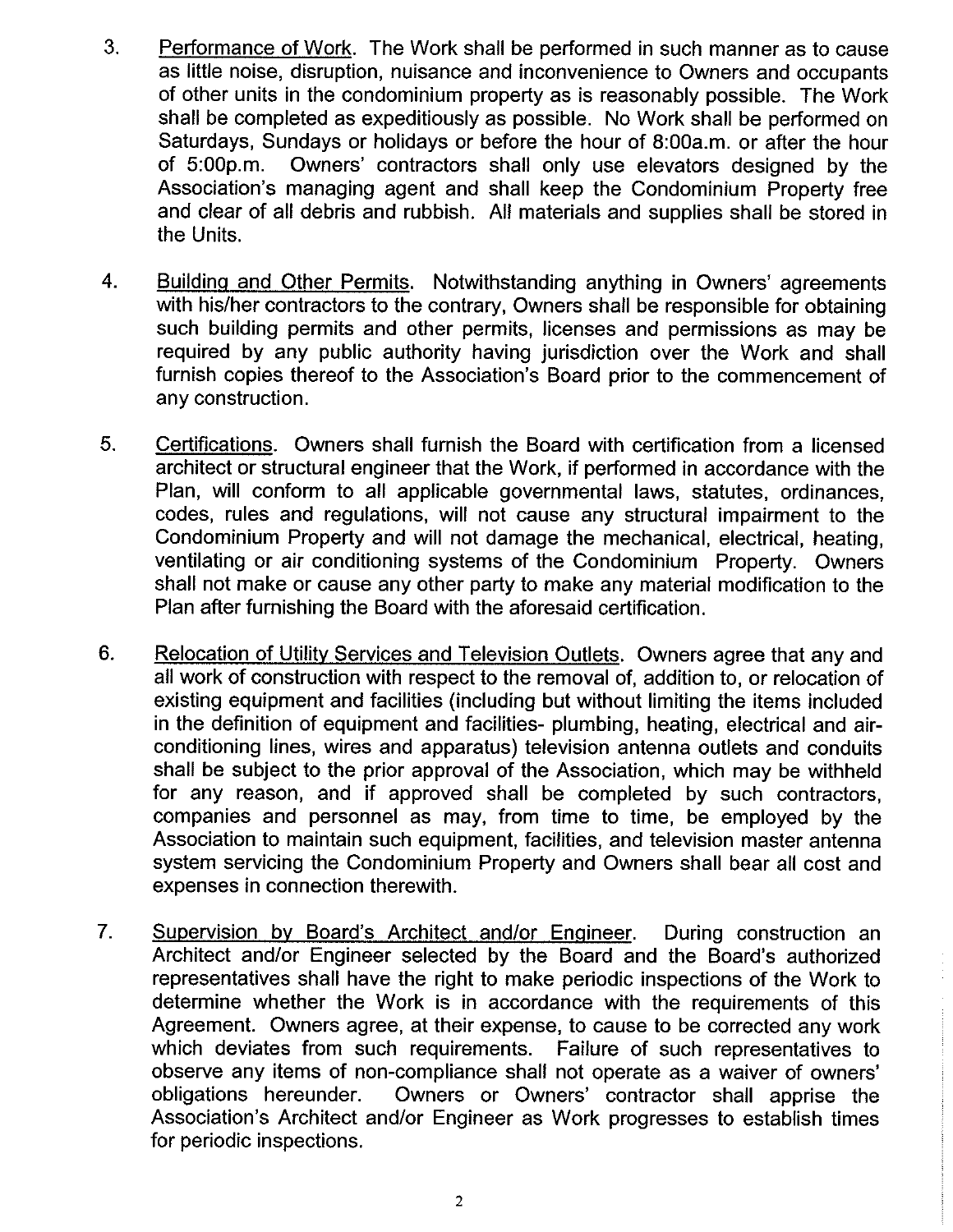3. Performance of Work. The Work shall be performed in such manner as to cause as little noise, disruption, nuisance and inconvenience to Owners and occupants of other units in the condominium property as is reasonably possible. The Work shall be completed as expeditiously as possible. No Work shall be performed on Saturdays, Sundays or holidays or before the hour of 8:00a.m. or after the hour of 5:00p.m. Owners' contractors shall only use elevators designed by the Association's managing agent and shall keep the Condominium Property free and clear of all debris and rubbish. All materials and supplies shall be stored in the Units.

4. Building and Other Permits. Notwithstanding anything in Owners' agreements with his/her contractors to the contrary, Owners shall be responsible for obtaining such building permits and other permits, licenses and permissions as may be required by any public authority having jurisdiction over the Work and shall furnish copies thereof to the Association's Board prior to the commencement of any construction.

5. Certifications. Owners shall furnish the Board with certification from a licensed architect or structural engineer that the Work, if performed in accordance with the Plan, will conform to all applicable governmental laws, statutes, ordinances, codes, rules and regulations, will not cause any structural impairment to the Condominium Property and will not damage the mechanical, electrical, heating, ventilating or air conditioning systems of the Condominium Property. Owners shall not make or cause any other party to make any material modification to the Plan after furnishing the Board with the aforesaid certification.

6. Relocation of Utility Services and Television Outlets. Owners agree that any and all work of construction with respect to the removal of, addition to, or relocation of existing equipment and facilities (including but without limiting the items included in the definition of equipment and facilities- plumbing, heating, electrical and air-conditioning lines, wires and apparatus) television antenna outlets and conduits shall be subject to the prior approval of the Association, which may be withheld for any reason, and if approved shall be completed by such contractors, companies and personnel as may, from time to time, be employed by the Association to maintain such equipment, facilities, and television master antenna system servicing the Condominium Property and Owners shall bear all cost and expenses in connection therewith.

7. Supervision by Board's Architect and/or Engineer. During construction an Architect and/or Engineer selected by the Board and the Board's authorized representatives shall have the right to make periodic inspections of the Work to determine whether the Work is in accordance with the requirements of this Agreement. Owners agree, at their expense, to cause to be corrected any work which deviates from such requirements. Failure of such representatives to observe any items of non-compliance shall not operate as a waiver of owners' obligations hereunder. Owners or Owners' contractor shall apprise the Association's Architect and/or Engineer as Work progresses to establish times for periodic inspections.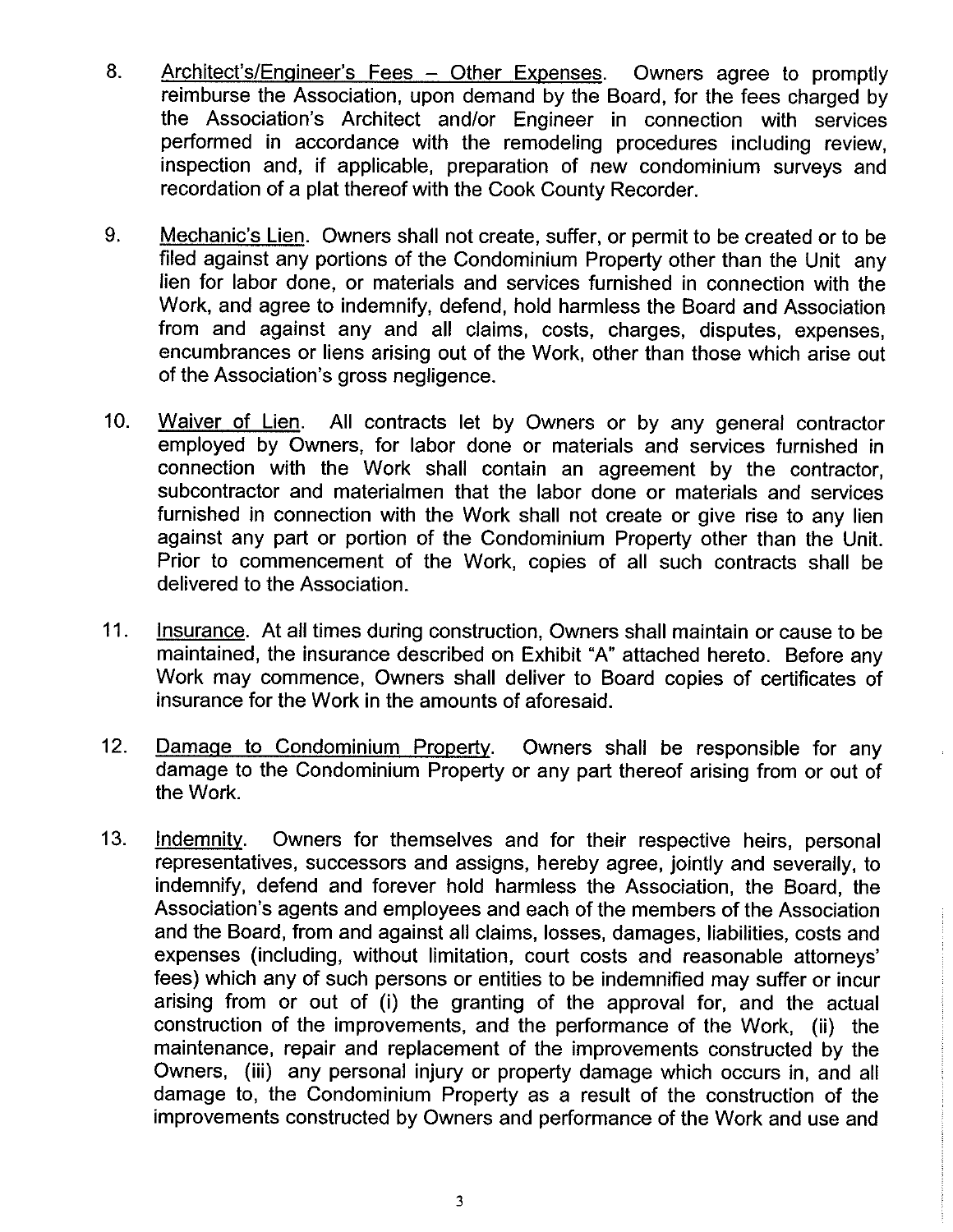8. <u>Architect's/Engineer's Fees – Other Expenses</u>. Owners agree to promptly reimburse the Association, upon demand by the Board, for the fees charged by the Association's Architect and/or Engineer in connection with services performed in accordance with the remodeling procedures including review, inspection and, if applicable, preparation of new condominium surveys and recordation of a plat thereof with the Cook County Recorder.

9. <u>Mechanic's Lien</u>. Owners shall not create, suffer, or permit to be created or to be filed against any portions of the Condominium Property other than the Unit any lien for labor done, or materials and services furnished in connection with the Work, and agree to indemnify, defend, hold harmless the Board and Association from and against any and all claims, costs, charges, disputes, expenses, encumbrances or liens arising out of the Work, other than those which arise out of the Association's gross negligence.

10. <u>Waiver of Lien</u>. All contracts let by Owners or by any general contractor employed by Owners, for labor done or materials and services furnished in connection with the Work shall contain an agreement by the contractor, subcontractor and materialmen that the labor done or materials and services furnished in connection with the Work shall not create or give rise to any lien against any part or portion of the Condominium Property other than the Unit. Prior to commencement of the Work, copies of all such contracts shall be delivered to the Association.

11. <u>Insurance</u>. At all times during construction, Owners shall maintain or cause to be maintained, the insurance described on Exhibit "A" attached hereto. Before any Work may commence, Owners shall deliver to Board copies of certificates of insurance for the Work in the amounts of aforesaid.

12. <u>Damage to Condominium Property</u>. Owners shall be responsible for any damage to the Condominium Property or any part thereof arising from or out of the Work.

13. <u>Indemnity</u>. Owners for themselves and for their respective heirs, personal representatives, successors and assigns, hereby agree, jointly and severally, to indemnify, defend and forever hold harmless the Association, the Board, the Association's agents and employees and each of the members of the Association and the Board, from and against all claims, losses, damages, liabilities, costs and expenses (including, without limitation, court costs and reasonable attorneys' fees) which any of such persons or entities to be indemnified may suffer or incur arising from or out of (i) the granting of the approval for, and the actual construction of the improvements, and the performance of the Work, (ii) the maintenance, repair and replacement of the improvements constructed by the Owners, (iii) any personal injury or property damage which occurs in, and all damage to, the Condominium Property as a result of the construction of the improvements constructed by Owners and performance of the Work and use and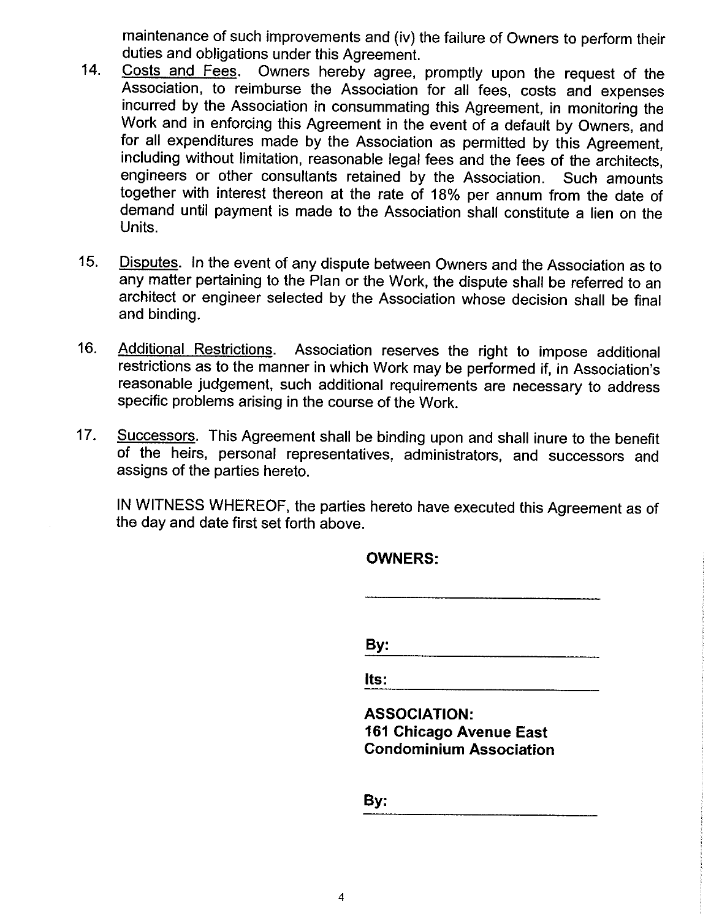maintenance of such improvements and (iv) the failure of Owners to perform their duties and obligations under this Agreement.

14. Costs and Fees. Owners hereby agree, promptly upon the request of the Association, to reimburse the Association for all fees, costs and expenses incurred by the Association in consummating this Agreement, in monitoring the Work and in enforcing this Agreement in the event of a default by Owners, and for all expenditures made by the Association as permitted by this Agreement, including without limitation, reasonable legal fees and the fees of the architects, engineers or other consultants retained by the Association. Such amounts together with interest thereon at the rate of 18% per annum from the date of demand until payment is made to the Association shall constitute a lien on the Units.

15. Disputes. In the event of any dispute between Owners and the Association as to any matter pertaining to the Plan or the Work, the dispute shall be referred to an architect or engineer selected by the Association whose decision shall be final and binding.

16. Additional Restrictions. Association reserves the right to impose additional restrictions as to the manner in which Work may be performed if, in Association's reasonable judgement, such additional requirements are necessary to address specific problems arising in the course of the Work.

17. Successors. This Agreement shall be binding upon and shall inure to the benefit of the heirs, personal representatives, administrators, and successors and assigns of the parties hereto.

IN WITNESS WHEREOF, the parties hereto have executed this Agreement as of the day and date first set forth above.

**OWNERS:**

______________________________

**By:** ______________________

**Its:** ______________________

**ASSOCIATION:**
**161 Chicago Avenue East Condominium Association**

**By:** ______________________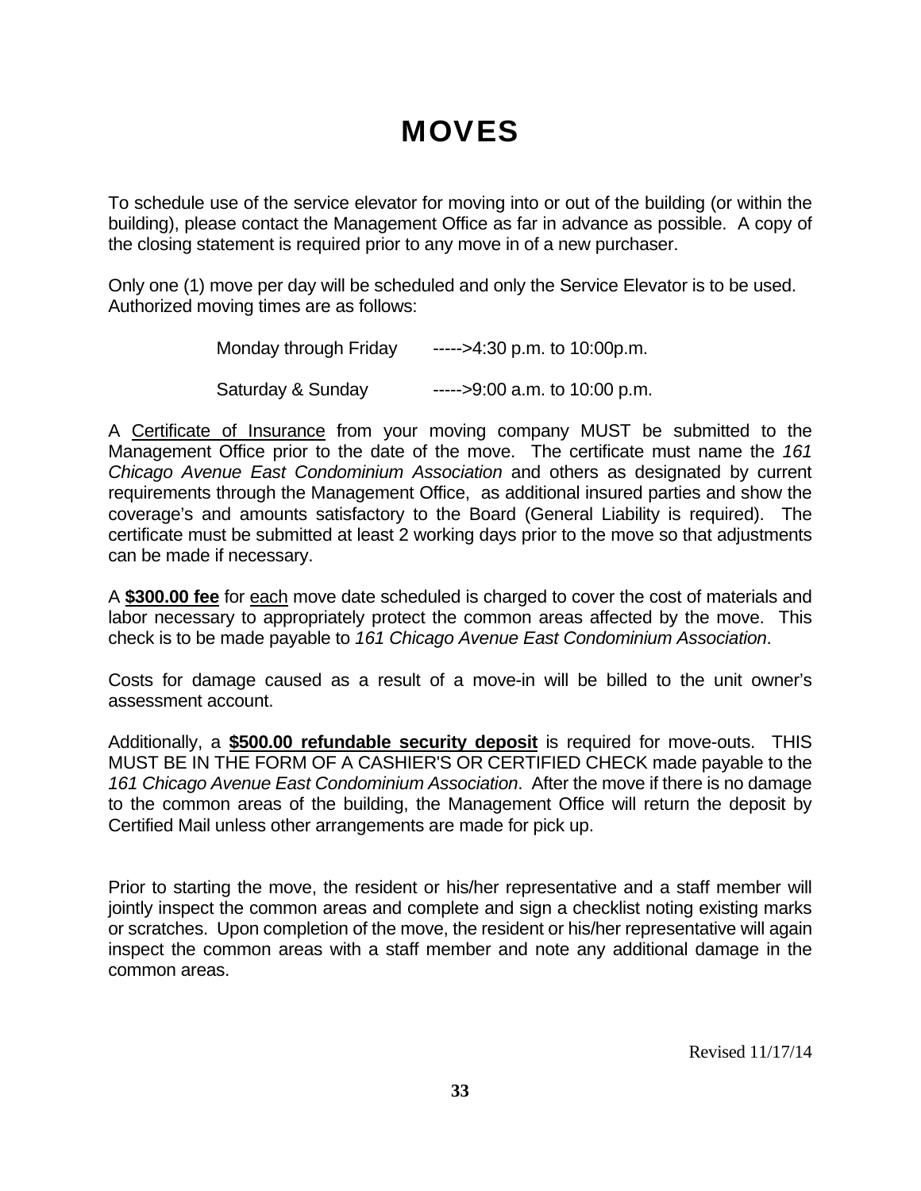# MOVES

To schedule use of the service elevator for moving into or out of the building (or within the building), please contact the Management Office as far in advance as possible. A copy of the closing statement is required prior to any move in of a new purchaser.

Only one (1) move per day will be scheduled and only the Service Elevator is to be used. Authorized moving times are as follows:

Monday through Friday -----> 4:30 p.m. to 10:00p.m.

Saturday & Sunday -----> 9:00 a.m. to 10:00 p.m.

A <u>Certificate of Insurance</u> from your moving company MUST be submitted to the Management Office prior to the date of the move. The certificate must name the *161 Chicago Avenue East Condominium Association* and others as designated by current requirements through the Management Office, as additional insured parties and show the coverage's and amounts satisfactory to the Board (General Liability is required). The certificate must be submitted at least 2 working days prior to the move so that adjustments can be made if necessary.

A **<u>$300.00 fee</u>** for <u>each</u> move date scheduled is charged to cover the cost of materials and labor necessary to appropriately protect the common areas affected by the move. This check is to be made payable to *161 Chicago Avenue East Condominium Association*.

Costs for damage caused as a result of a move-in will be billed to the unit owner's assessment account.

Additionally, a **<u>$500.00 refundable security deposit</u>** is required for move-outs. THIS MUST BE IN THE FORM OF A CASHIER'S OR CERTIFIED CHECK made payable to the *161 Chicago Avenue East Condominium Association*. After the move if there is no damage to the common areas of the building, the Management Office will return the deposit by Certified Mail unless other arrangements are made for pick up.

Prior to starting the move, the resident or his/her representative and a staff member will jointly inspect the common areas and complete and sign a checklist noting existing marks or scratches. Upon completion of the move, the resident or his/her representative will again inspect the common areas with a staff member and note any additional damage in the common areas.

Revised 11/17/14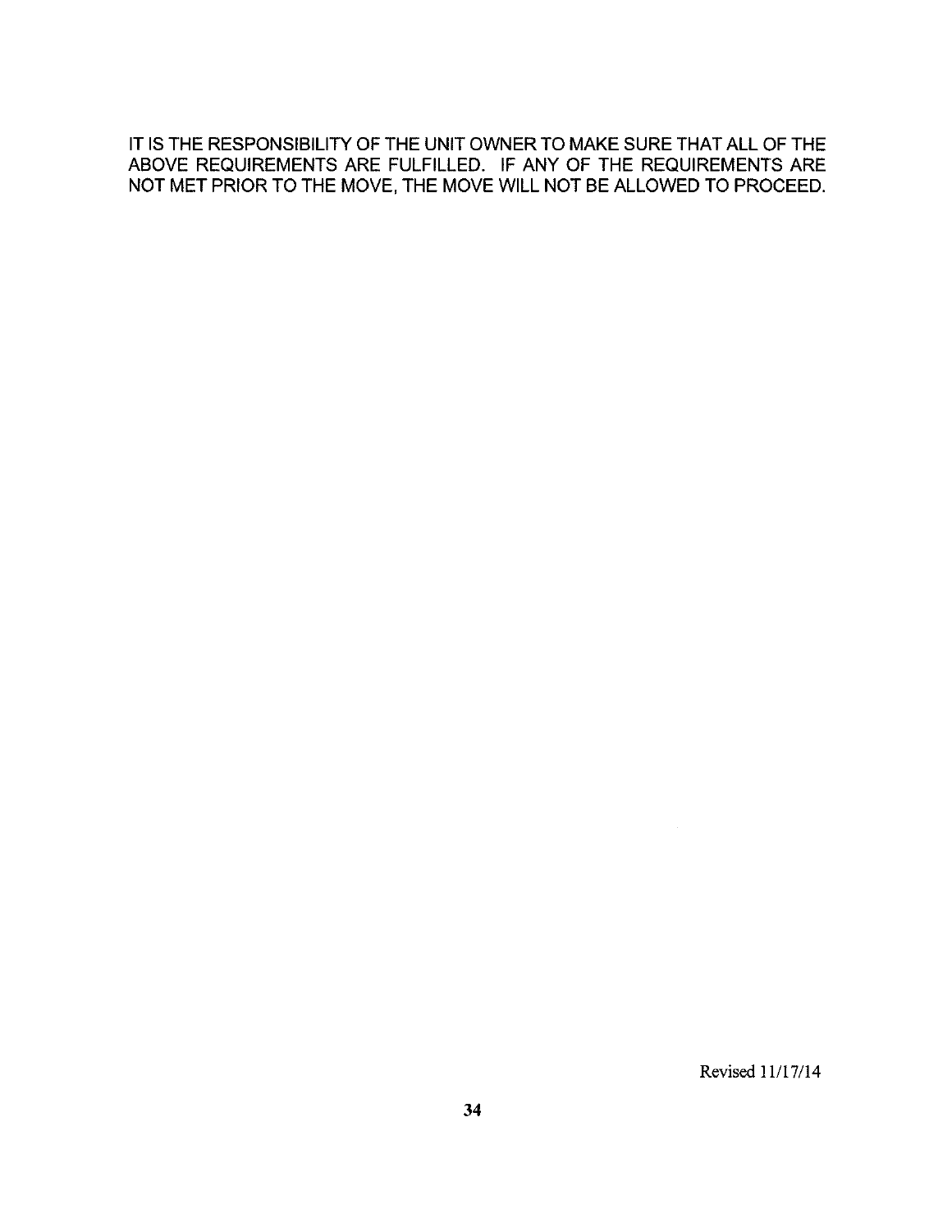IT IS THE RESPONSIBILITY OF THE UNIT OWNER TO MAKE SURE THAT ALL OF THE ABOVE REQUIREMENTS ARE FULFILLED. IF ANY OF THE REQUIREMENTS ARE NOT MET PRIOR TO THE MOVE, THE MOVE WILL NOT BE ALLOWED TO PROCEED.

Revised 11/17/14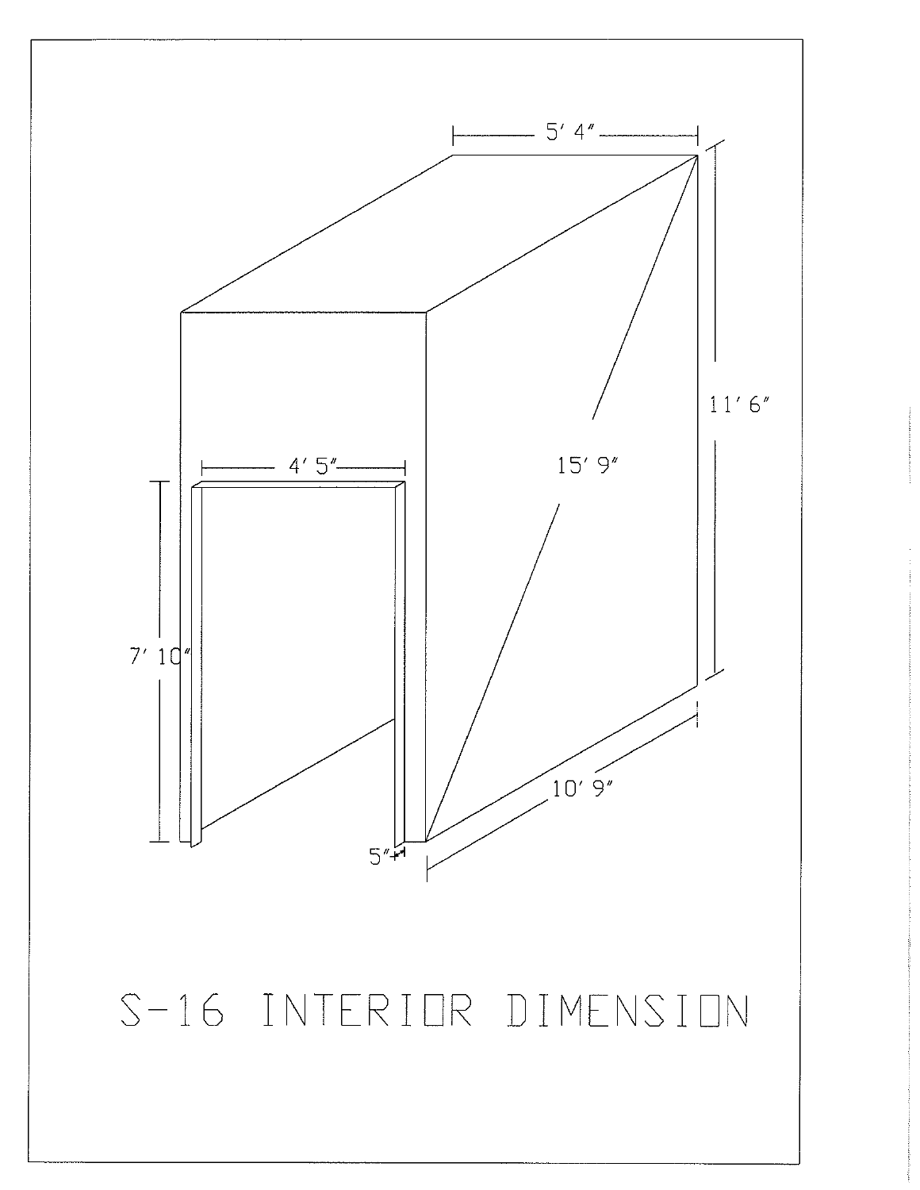5' 4"

11' 6"

15' 9"

4' 5"

7' 10"

10' 9"

5"

S-16 INTERIOR DIMENSION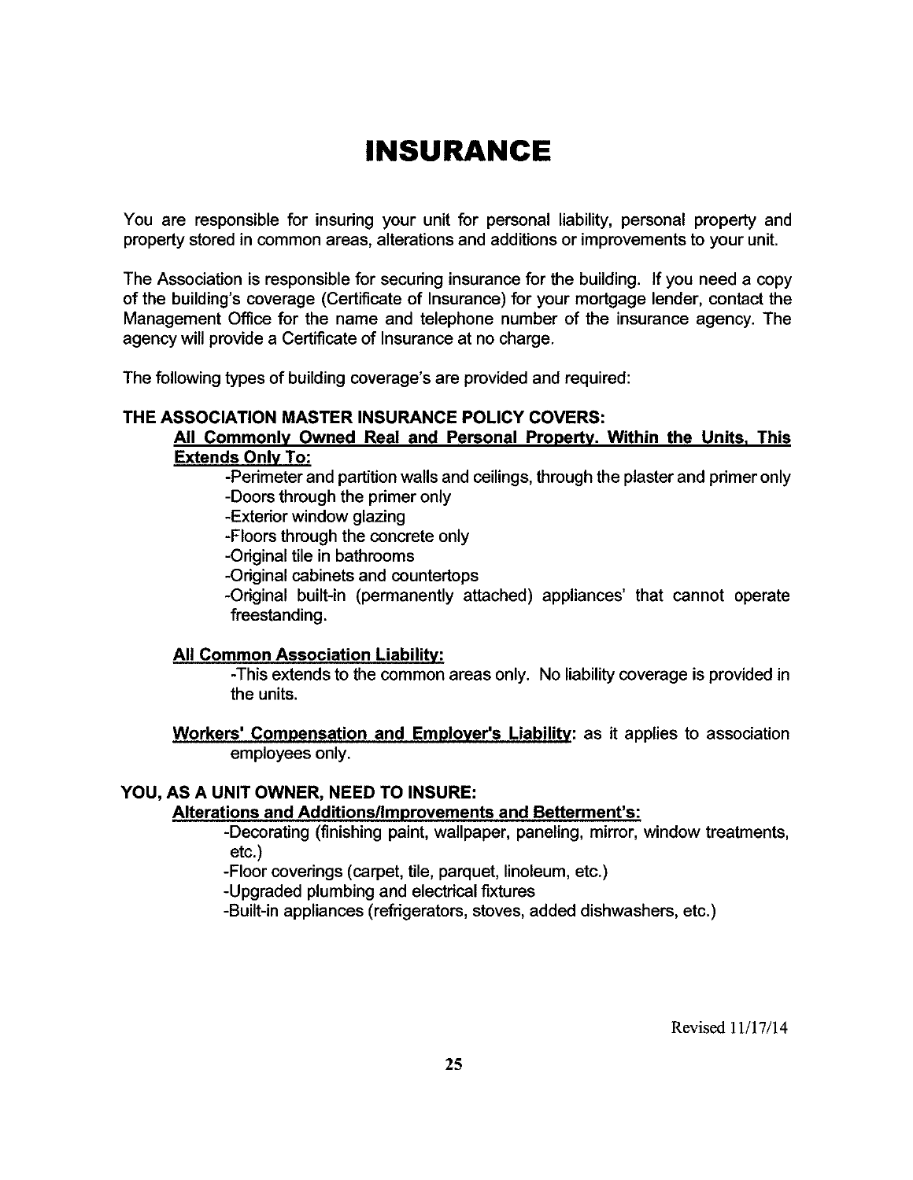# INSURANCE

You are responsible for insuring your unit for personal liability, personal property and property stored in common areas, alterations and additions or improvements to your unit.

The Association is responsible for securing insurance for the building. If you need a copy of the building's coverage (Certificate of Insurance) for your mortgage lender, contact the Management Office for the name and telephone number of the insurance agency. The agency will provide a Certificate of Insurance at no charge.

The following types of building coverage's are provided and required:

**THE ASSOCIATION MASTER INSURANCE POLICY COVERS:**

**All Commonly Owned Real and Personal Property. Within the Units, This Extends Only To:**

- Perimeter and partition walls and ceilings, through the plaster and primer only
- Doors through the primer only
- Exterior window glazing
- Floors through the concrete only
- Original tile in bathrooms
- Original cabinets and countertops
- Original built-in (permanently attached) appliances' that cannot operate freestanding.

**All Common Association Liability:**

- This extends to the common areas only. No liability coverage is provided in the units.

**Workers' Compensation and Employer's Liability:** as it applies to association employees only.

**YOU, AS A UNIT OWNER, NEED TO INSURE:**

**Alterations and Additions/Improvements and Betterment's:**

- Decorating (finishing paint, wallpaper, paneling, mirror, window treatments, etc.)
- Floor coverings (carpet, tile, parquet, linoleum, etc.)
- Upgraded plumbing and electrical fixtures
- Built-in appliances (refrigerators, stoves, added dishwashers, etc.)

Revised 11/17/14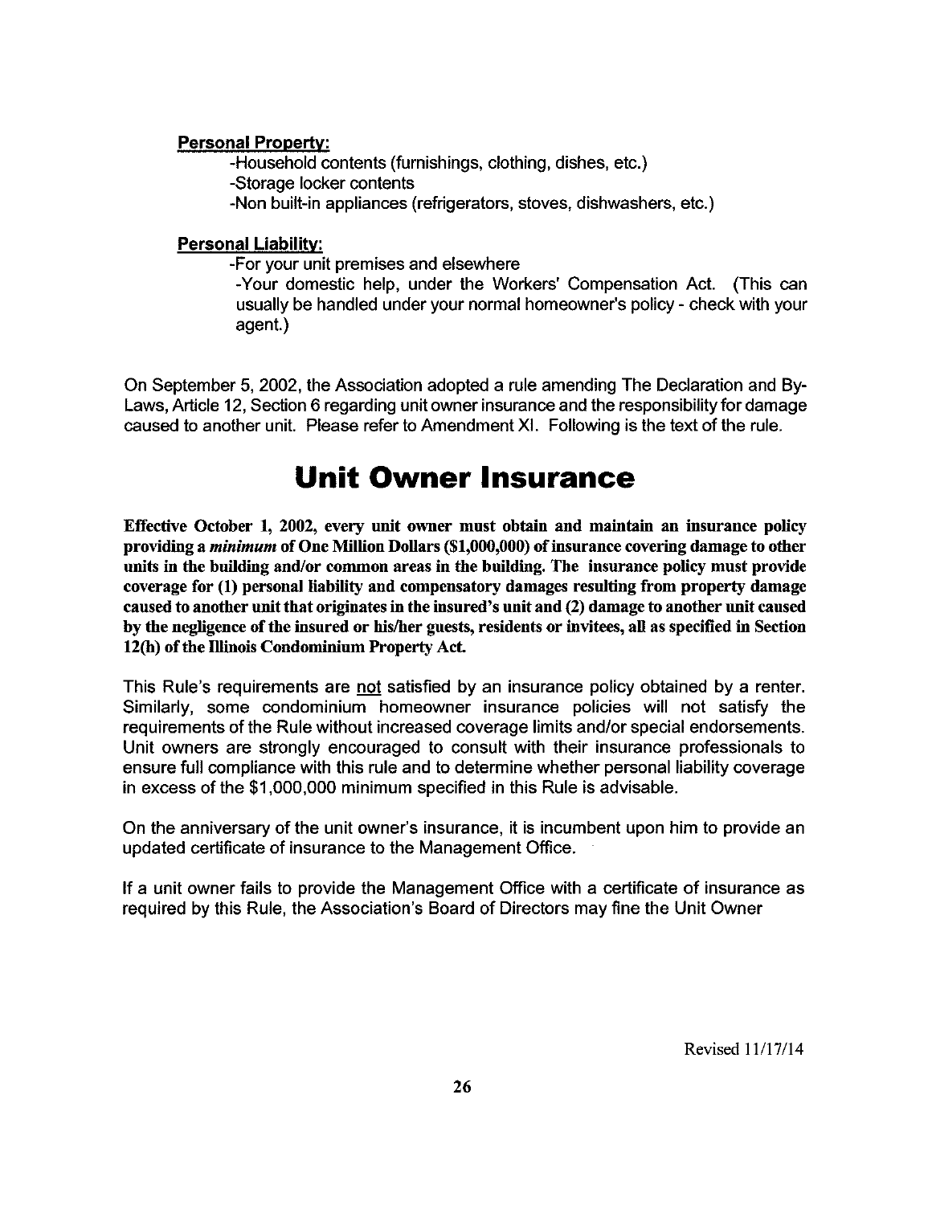**Personal Property:**

- -Household contents (furnishings, clothing, dishes, etc.)
- -Storage locker contents
- -Non built-in appliances (refrigerators, stoves, dishwashers, etc.)

**Personal Liability:**

- -For your unit premises and elsewhere
- -Your domestic help, under the Workers' Compensation Act. (This can usually be handled under your normal homeowner's policy - check with your agent.)

On September 5, 2002, the Association adopted a rule amending The Declaration and By-Laws, Article 12, Section 6 regarding unit owner insurance and the responsibility for damage caused to another unit. Please refer to Amendment XI. Following is the text of the rule.

# Unit Owner Insurance

**Effective October 1, 2002, every unit owner must obtain and maintain an insurance policy providing a *minimum* of One Million Dollars ($1,000,000) of insurance covering damage to other units in the building and/or common areas in the building. The insurance policy must provide coverage for (1) personal liability and compensatory damages resulting from property damage caused to another unit that originates in the insured's unit and (2) damage to another unit caused by the negligence of the insured or his/her guests, residents or invitees, all as specified in Section 12(h) of the Illinois Condominium Property Act.**

This Rule's requirements are not satisfied by an insurance policy obtained by a renter. Similarly, some condominium homeowner insurance policies will not satisfy the requirements of the Rule without increased coverage limits and/or special endorsements. Unit owners are strongly encouraged to consult with their insurance professionals to ensure full compliance with this rule and to determine whether personal liability coverage in excess of the $1,000,000 minimum specified in this Rule is advisable.

On the anniversary of the unit owner's insurance, it is incumbent upon him to provide an updated certificate of insurance to the Management Office.

If a unit owner fails to provide the Management Office with a certificate of insurance as required by this Rule, the Association's Board of Directors may fine the Unit Owner

Revised 11/17/14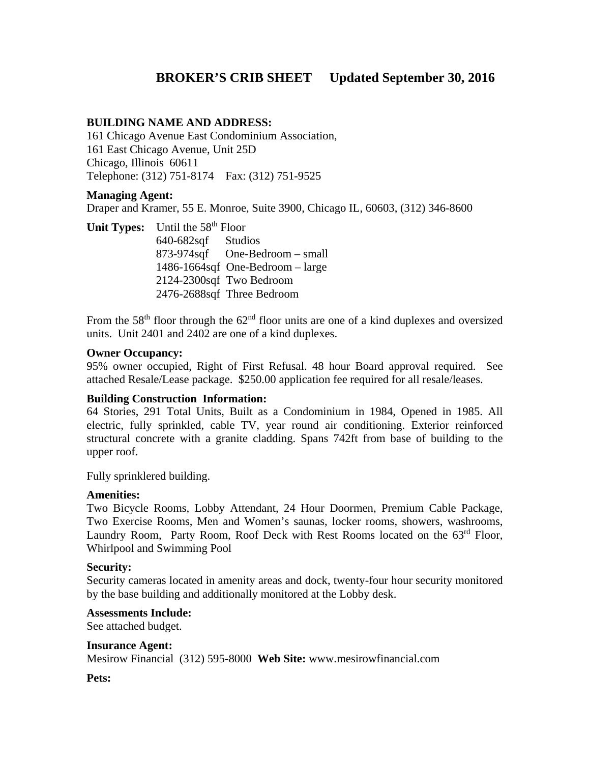# BROKER'S CRIB SHEET   Updated September 30, 2016

**BUILDING NAME AND ADDRESS:**
161 Chicago Avenue East Condominium Association,
161 East Chicago Avenue, Unit 25D
Chicago, Illinois 60611
Telephone: (312) 751-8174   Fax: (312) 751-9525

**Managing Agent:**
Draper and Kramer, 55 E. Monroe, Suite 3900, Chicago IL, 60603, (312) 346-8600

**Unit Types:** Until the 58th Floor

| | |
|---|---|
| 640-682sqf | Studios |
| 873-974sqf | One-Bedroom – small |
| 1486-1664sqf | One-Bedroom – large |
| 2124-2300sqf | Two Bedroom |
| 2476-2688sqf | Three Bedroom |

From the 58th floor through the 62nd floor units are one of a kind duplexes and oversized units. Unit 2401 and 2402 are one of a kind duplexes.

**Owner Occupancy:**
95% owner occupied, Right of First Refusal. 48 hour Board approval required. See attached Resale/Lease package. $250.00 application fee required for all resale/leases.

**Building Construction Information:**
64 Stories, 291 Total Units, Built as a Condominium in 1984, Opened in 1985. All electric, fully sprinkled, cable TV, year round air conditioning. Exterior reinforced structural concrete with a granite cladding. Spans 742ft from base of building to the upper roof.

Fully sprinklered building.

**Amenities:**
Two Bicycle Rooms, Lobby Attendant, 24 Hour Doormen, Premium Cable Package, Two Exercise Rooms, Men and Women's saunas, locker rooms, showers, washrooms, Laundry Room, Party Room, Roof Deck with Rest Rooms located on the 63rd Floor, Whirlpool and Swimming Pool

**Security:**
Security cameras located in amenity areas and dock, twenty-four hour security monitored by the base building and additionally monitored at the Lobby desk.

**Assessments Include:**
See attached budget.

**Insurance Agent:**
Mesirow Financial (312) 595-8000 **Web Site:** www.mesirowfinancial.com

**Pets:**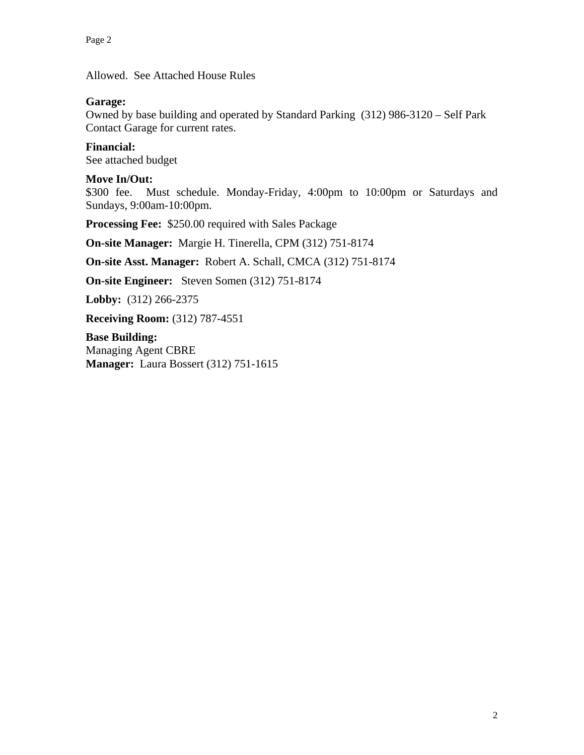Allowed.  See Attached House Rules

**Garage:**
Owned by base building and operated by Standard Parking  (312) 986-3120 – Self Park
Contact Garage for current rates.

**Financial:**
See attached budget

**Move In/Out:**
$300 fee.  Must schedule. Monday-Friday, 4:00pm to 10:00pm or Saturdays and Sundays, 9:00am-10:00pm.

**Processing Fee:**  $250.00 required with Sales Package

**On-site Manager:**  Margie H. Tinerella, CPM (312) 751-8174

**On-site Asst. Manager:**  Robert A. Schall, CMCA (312) 751-8174

**On-site Engineer:**   Steven Somen (312) 751-8174

**Lobby:**  (312) 266-2375

**Receiving Room:** (312) 787-4551

**Base Building:**
Managing Agent CBRE
**Manager:**  Laura Bossert (312) 751-1615